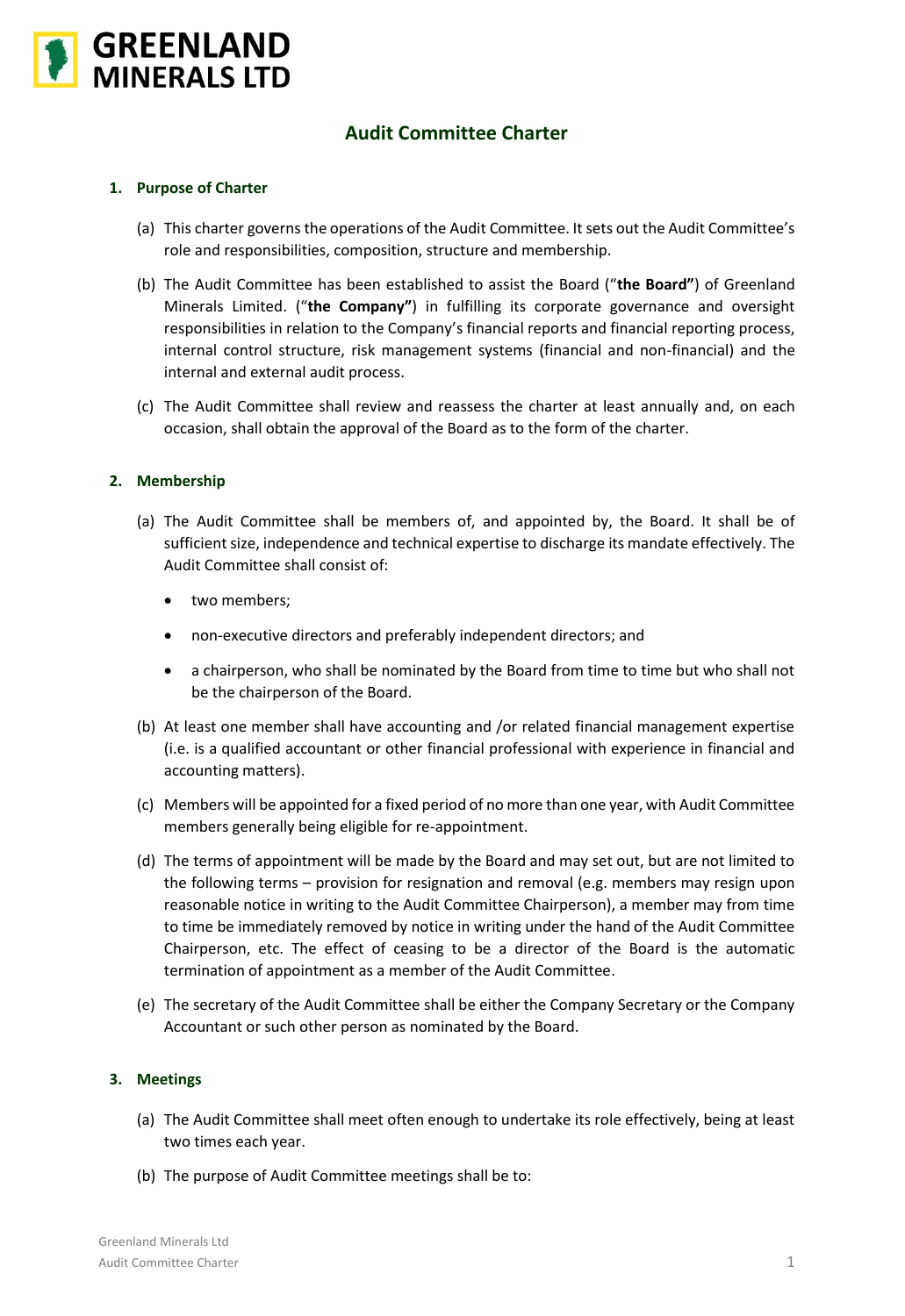# Audit Committee Charter

## 1. Purpose of Charter

(a) This charter governs the operations of the Audit Committee. It sets out the Audit Committee's role and responsibilities, composition, structure and membership.

(b) The Audit Committee has been established to assist the Board ("**the Board"**) of Greenland Minerals Limited. ("**the Company"**) in fulfilling its corporate governance and oversight responsibilities in relation to the Company's financial reports and financial reporting process, internal control structure, risk management systems (financial and non-financial) and the internal and external audit process.

(c) The Audit Committee shall review and reassess the charter at least annually and, on each occasion, shall obtain the approval of the Board as to the form of the charter.

## 2. Membership

(a) The Audit Committee shall be members of, and appointed by, the Board. It shall be of sufficient size, independence and technical expertise to discharge its mandate effectively. The Audit Committee shall consist of:

- two members;
- non-executive directors and preferably independent directors; and
- a chairperson, who shall be nominated by the Board from time to time but who shall not be the chairperson of the Board.

(b) At least one member shall have accounting and /or related financial management expertise (i.e. is a qualified accountant or other financial professional with experience in financial and accounting matters).

(c) Members will be appointed for a fixed period of no more than one year, with Audit Committee members generally being eligible for re-appointment.

(d) The terms of appointment will be made by the Board and may set out, but are not limited to the following terms – provision for resignation and removal (e.g. members may resign upon reasonable notice in writing to the Audit Committee Chairperson), a member may from time to time be immediately removed by notice in writing under the hand of the Audit Committee Chairperson, etc. The effect of ceasing to be a director of the Board is the automatic termination of appointment as a member of the Audit Committee.

(e) The secretary of the Audit Committee shall be either the Company Secretary or the Company Accountant or such other person as nominated by the Board.

## 3. Meetings

(a) The Audit Committee shall meet often enough to undertake its role effectively, being at least two times each year.

(b) The purpose of Audit Committee meetings shall be to: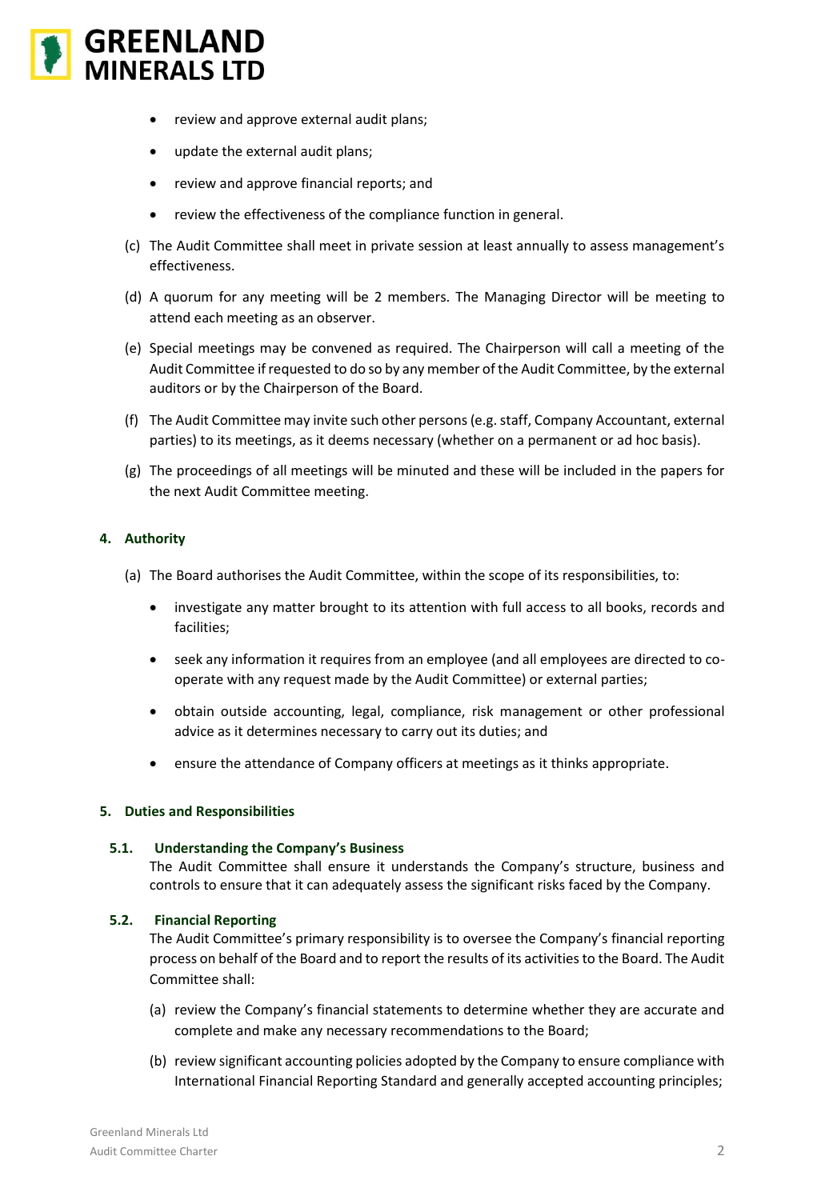- review and approve external audit plans;
- update the external audit plans;
- review and approve financial reports; and
- review the effectiveness of the compliance function in general.

(c) The Audit Committee shall meet in private session at least annually to assess management's effectiveness.

(d) A quorum for any meeting will be 2 members. The Managing Director will be meeting to attend each meeting as an observer.

(e) Special meetings may be convened as required. The Chairperson will call a meeting of the Audit Committee if requested to do so by any member of the Audit Committee, by the external auditors or by the Chairperson of the Board.

(f) The Audit Committee may invite such other persons (e.g. staff, Company Accountant, external parties) to its meetings, as it deems necessary (whether on a permanent or ad hoc basis).

(g) The proceedings of all meetings will be minuted and these will be included in the papers for the next Audit Committee meeting.

## 4. Authority

(a) The Board authorises the Audit Committee, within the scope of its responsibilities, to:

- investigate any matter brought to its attention with full access to all books, records and facilities;
- seek any information it requires from an employee (and all employees are directed to co-operate with any request made by the Audit Committee) or external parties;
- obtain outside accounting, legal, compliance, risk management or other professional advice as it determines necessary to carry out its duties; and
- ensure the attendance of Company officers at meetings as it thinks appropriate.

## 5. Duties and Responsibilities

### 5.1. Understanding the Company's Business

The Audit Committee shall ensure it understands the Company's structure, business and controls to ensure that it can adequately assess the significant risks faced by the Company.

### 5.2. Financial Reporting

The Audit Committee's primary responsibility is to oversee the Company's financial reporting process on behalf of the Board and to report the results of its activities to the Board. The Audit Committee shall:

(a) review the Company's financial statements to determine whether they are accurate and complete and make any necessary recommendations to the Board;

(b) review significant accounting policies adopted by the Company to ensure compliance with International Financial Reporting Standard and generally accepted accounting principles;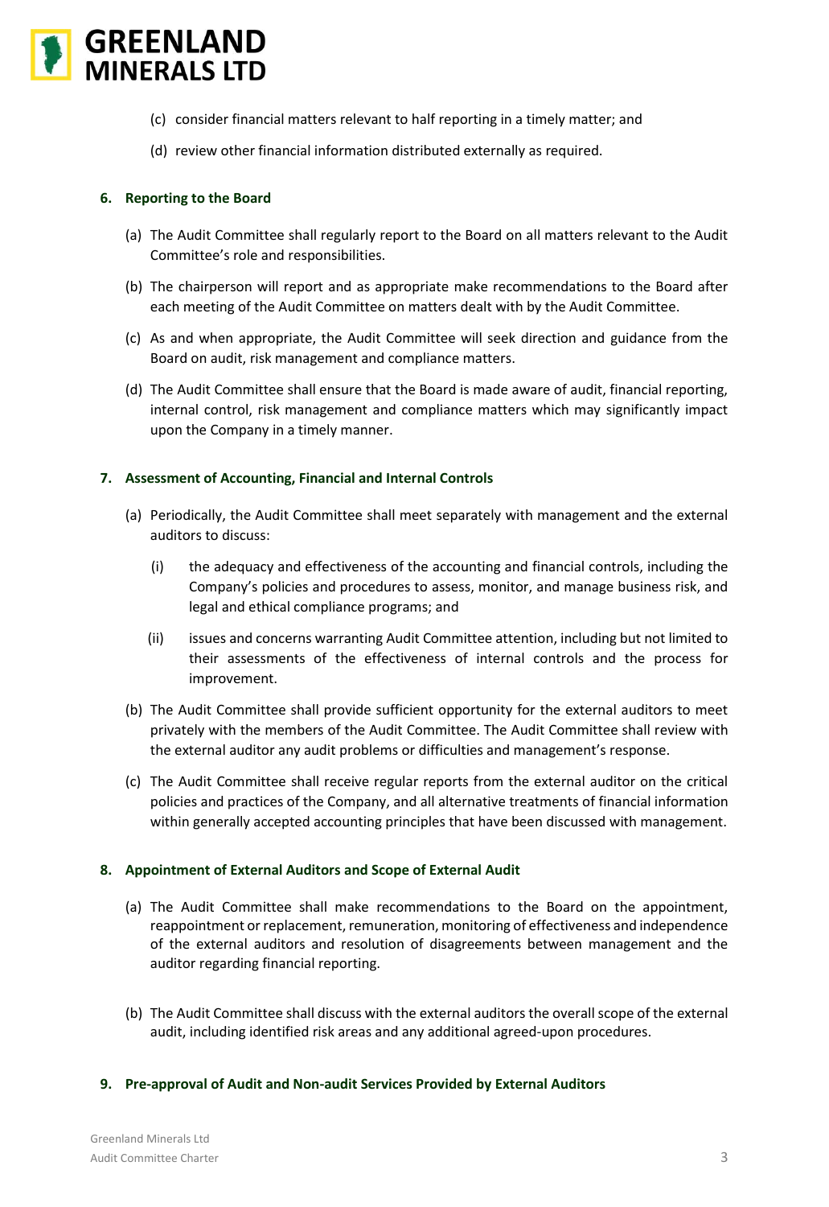(c) consider financial matters relevant to half reporting in a timely matter; and

(d) review other financial information distributed externally as required.

**6. Reporting to the Board**

(a) The Audit Committee shall regularly report to the Board on all matters relevant to the Audit Committee's role and responsibilities.

(b) The chairperson will report and as appropriate make recommendations to the Board after each meeting of the Audit Committee on matters dealt with by the Audit Committee.

(c) As and when appropriate, the Audit Committee will seek direction and guidance from the Board on audit, risk management and compliance matters.

(d) The Audit Committee shall ensure that the Board is made aware of audit, financial reporting, internal control, risk management and compliance matters which may significantly impact upon the Company in a timely manner.

**7. Assessment of Accounting, Financial and Internal Controls**

(a) Periodically, the Audit Committee shall meet separately with management and the external auditors to discuss:

(i) the adequacy and effectiveness of the accounting and financial controls, including the Company's policies and procedures to assess, monitor, and manage business risk, and legal and ethical compliance programs; and

(ii) issues and concerns warranting Audit Committee attention, including but not limited to their assessments of the effectiveness of internal controls and the process for improvement.

(b) The Audit Committee shall provide sufficient opportunity for the external auditors to meet privately with the members of the Audit Committee. The Audit Committee shall review with the external auditor any audit problems or difficulties and management's response.

(c) The Audit Committee shall receive regular reports from the external auditor on the critical policies and practices of the Company, and all alternative treatments of financial information within generally accepted accounting principles that have been discussed with management.

**8. Appointment of External Auditors and Scope of External Audit**

(a) The Audit Committee shall make recommendations to the Board on the appointment, reappointment or replacement, remuneration, monitoring of effectiveness and independence of the external auditors and resolution of disagreements between management and the auditor regarding financial reporting.

(b) The Audit Committee shall discuss with the external auditors the overall scope of the external audit, including identified risk areas and any additional agreed-upon procedures.

**9. Pre-approval of Audit and Non-audit Services Provided by External Auditors**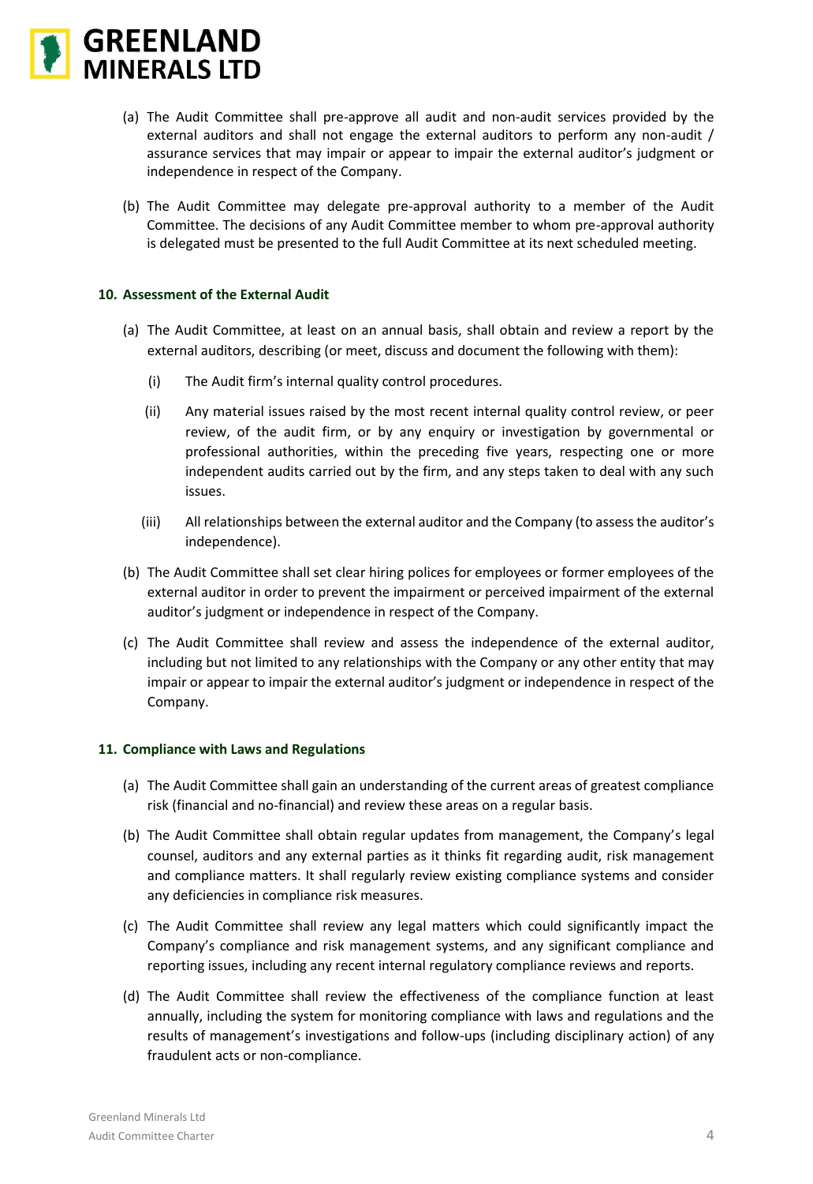(a) The Audit Committee shall pre-approve all audit and non-audit services provided by the external auditors and shall not engage the external auditors to perform any non-audit / assurance services that may impair or appear to impair the external auditor's judgment or independence in respect of the Company.

(b) The Audit Committee may delegate pre-approval authority to a member of the Audit Committee. The decisions of any Audit Committee member to whom pre-approval authority is delegated must be presented to the full Audit Committee at its next scheduled meeting.

### 10. Assessment of the External Audit

(a) The Audit Committee, at least on an annual basis, shall obtain and review a report by the external auditors, describing (or meet, discuss and document the following with them):

  (i) The Audit firm's internal quality control procedures.

  (ii) Any material issues raised by the most recent internal quality control review, or peer review, of the audit firm, or by any enquiry or investigation by governmental or professional authorities, within the preceding five years, respecting one or more independent audits carried out by the firm, and any steps taken to deal with any such issues.

  (iii) All relationships between the external auditor and the Company (to assess the auditor's independence).

(b) The Audit Committee shall set clear hiring polices for employees or former employees of the external auditor in order to prevent the impairment or perceived impairment of the external auditor's judgment or independence in respect of the Company.

(c) The Audit Committee shall review and assess the independence of the external auditor, including but not limited to any relationships with the Company or any other entity that may impair or appear to impair the external auditor's judgment or independence in respect of the Company.

### 11. Compliance with Laws and Regulations

(a) The Audit Committee shall gain an understanding of the current areas of greatest compliance risk (financial and no-financial) and review these areas on a regular basis.

(b) The Audit Committee shall obtain regular updates from management, the Company's legal counsel, auditors and any external parties as it thinks fit regarding audit, risk management and compliance matters. It shall regularly review existing compliance systems and consider any deficiencies in compliance risk measures.

(c) The Audit Committee shall review any legal matters which could significantly impact the Company's compliance and risk management systems, and any significant compliance and reporting issues, including any recent internal regulatory compliance reviews and reports.

(d) The Audit Committee shall review the effectiveness of the compliance function at least annually, including the system for monitoring compliance with laws and regulations and the results of management's investigations and follow-ups (including disciplinary action) of any fraudulent acts or non-compliance.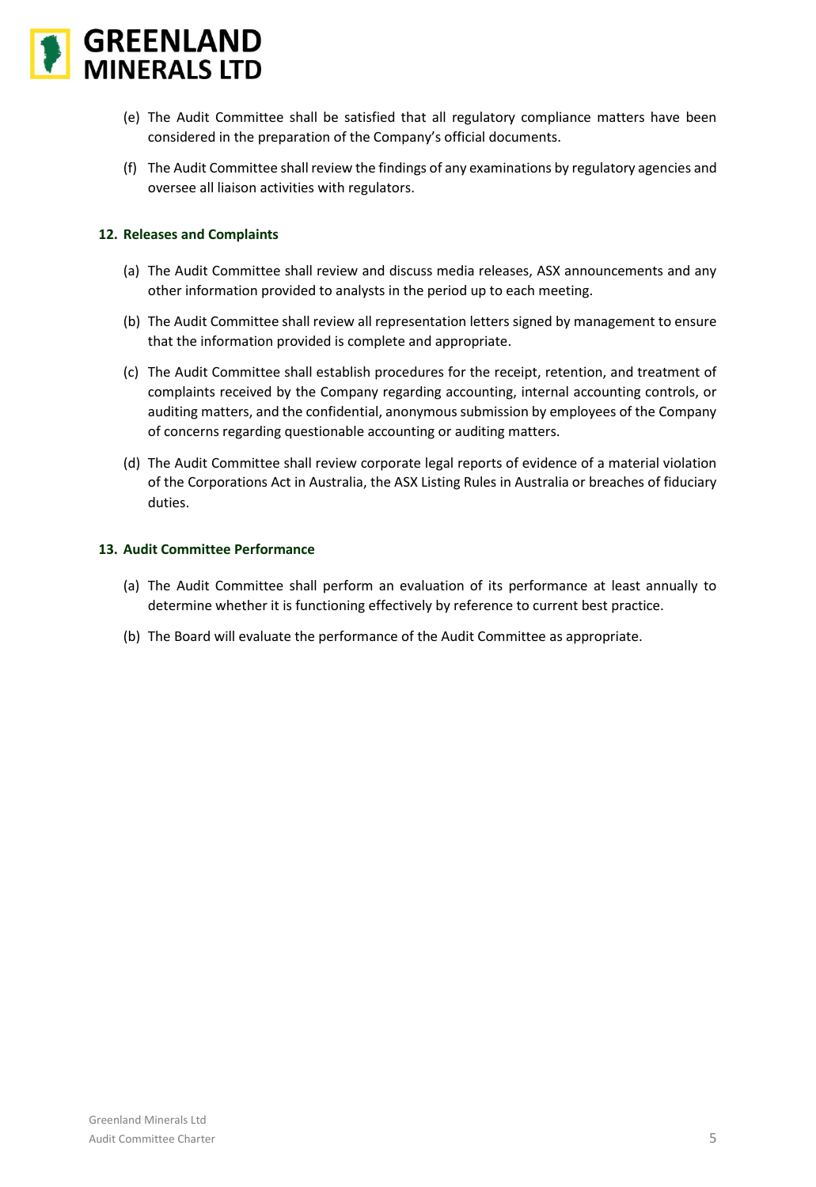(e) The Audit Committee shall be satisfied that all regulatory compliance matters have been considered in the preparation of the Company's official documents.

(f) The Audit Committee shall review the findings of any examinations by regulatory agencies and oversee all liaison activities with regulators.

## 12. Releases and Complaints

(a) The Audit Committee shall review and discuss media releases, ASX announcements and any other information provided to analysts in the period up to each meeting.

(b) The Audit Committee shall review all representation letters signed by management to ensure that the information provided is complete and appropriate.

(c) The Audit Committee shall establish procedures for the receipt, retention, and treatment of complaints received by the Company regarding accounting, internal accounting controls, or auditing matters, and the confidential, anonymous submission by employees of the Company of concerns regarding questionable accounting or auditing matters.

(d) The Audit Committee shall review corporate legal reports of evidence of a material violation of the Corporations Act in Australia, the ASX Listing Rules in Australia or breaches of fiduciary duties.

## 13. Audit Committee Performance

(a) The Audit Committee shall perform an evaluation of its performance at least annually to determine whether it is functioning effectively by reference to current best practice.

(b) The Board will evaluate the performance of the Audit Committee as appropriate.